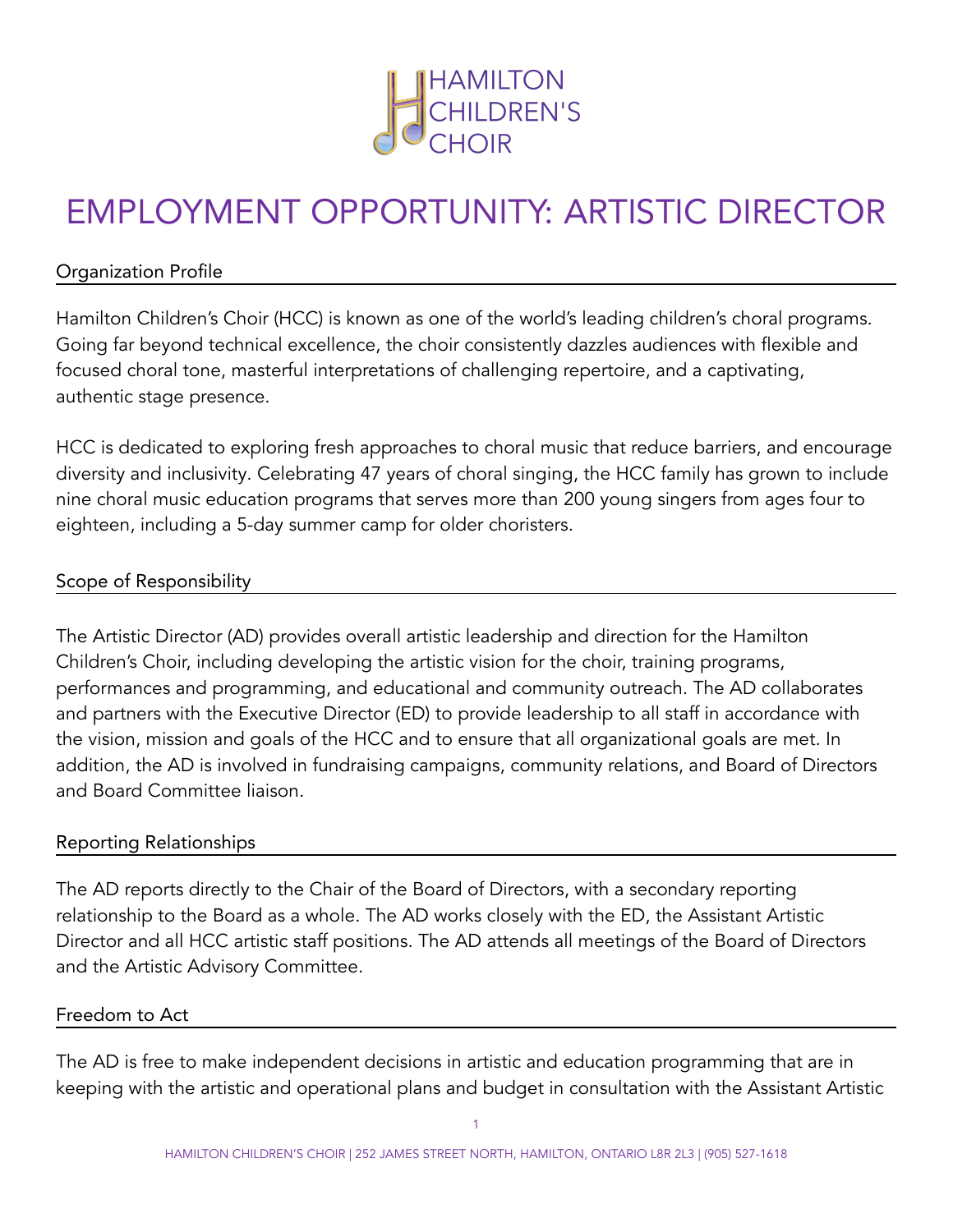HAMILTON CHILDREN'S CHOIR

# EMPLOYMENT OPPORTUNITY: ARTISTIC DIRECTOR

## Organization Profile

Hamilton Children's Choir (HCC) is known as one of the world's leading children's choral programs. Going far beyond technical excellence, the choir consistently dazzles audiences with flexible and focused choral tone, masterful interpretations of challenging repertoire, and a captivating, authentic stage presence.

HCC is dedicated to exploring fresh approaches to choral music that reduce barriers, and encourage diversity and inclusivity. Celebrating 47 years of choral singing, the HCC family has grown to include nine choral music education programs that serves more than 200 young singers from ages four to eighteen, including a 5-day summer camp for older choristers.

## Scope of Responsibility

The Artistic Director (AD) provides overall artistic leadership and direction for the Hamilton Children's Choir, including developing the artistic vision for the choir, training programs, performances and programming, and educational and community outreach. The AD collaborates and partners with the Executive Director (ED) to provide leadership to all staff in accordance with the vision, mission and goals of the HCC and to ensure that all organizational goals are met. In addition, the AD is involved in fundraising campaigns, community relations, and Board of Directors and Board Committee liaison.

## Reporting Relationships

The AD reports directly to the Chair of the Board of Directors, with a secondary reporting relationship to the Board as a whole. The AD works closely with the ED, the Assistant Artistic Director and all HCC artistic staff positions. The AD attends all meetings of the Board of Directors and the Artistic Advisory Committee.

## Freedom to Act

The AD is free to make independent decisions in artistic and education programming that are in keeping with the artistic and operational plans and budget in consultation with the Assistant Artistic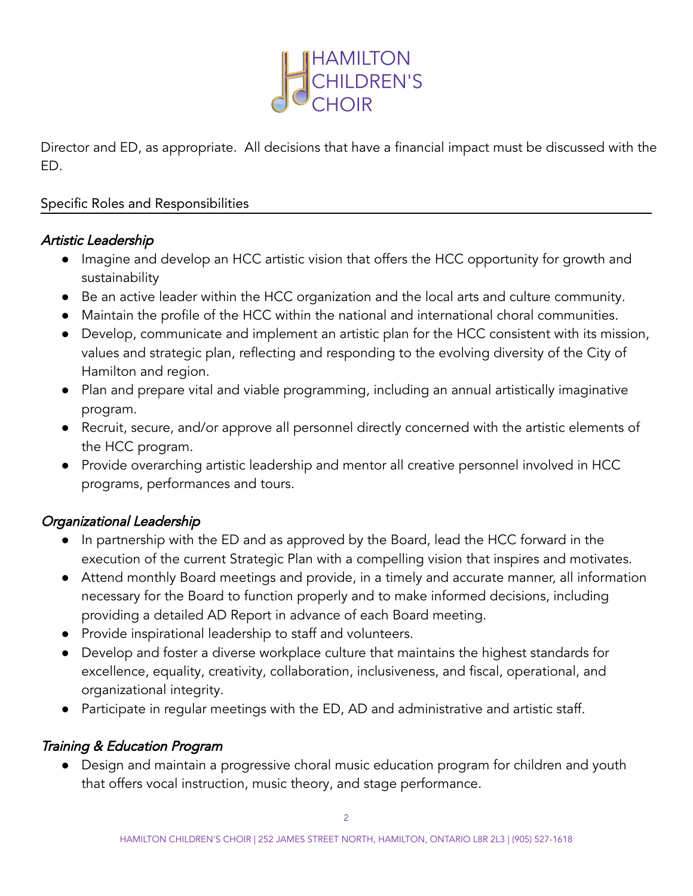Director and ED, as appropriate. All decisions that have a financial impact must be discussed with the ED.

## Specific Roles and Responsibilities

### *Artistic Leadership*

- Imagine and develop an HCC artistic vision that offers the HCC opportunity for growth and sustainability
- Be an active leader within the HCC organization and the local arts and culture community.
- Maintain the profile of the HCC within the national and international choral communities.
- Develop, communicate and implement an artistic plan for the HCC consistent with its mission, values and strategic plan, reflecting and responding to the evolving diversity of the City of Hamilton and region.
- Plan and prepare vital and viable programming, including an annual artistically imaginative program.
- Recruit, secure, and/or approve all personnel directly concerned with the artistic elements of the HCC program.
- Provide overarching artistic leadership and mentor all creative personnel involved in HCC programs, performances and tours.

### *Organizational Leadership*

- In partnership with the ED and as approved by the Board, lead the HCC forward in the execution of the current Strategic Plan with a compelling vision that inspires and motivates.
- Attend monthly Board meetings and provide, in a timely and accurate manner, all information necessary for the Board to function properly and to make informed decisions, including providing a detailed AD Report in advance of each Board meeting.
- Provide inspirational leadership to staff and volunteers.
- Develop and foster a diverse workplace culture that maintains the highest standards for excellence, equality, creativity, collaboration, inclusiveness, and fiscal, operational, and organizational integrity.
- Participate in regular meetings with the ED, AD and administrative and artistic staff.

### *Training & Education Program*

- Design and maintain a progressive choral music education program for children and youth that offers vocal instruction, music theory, and stage performance.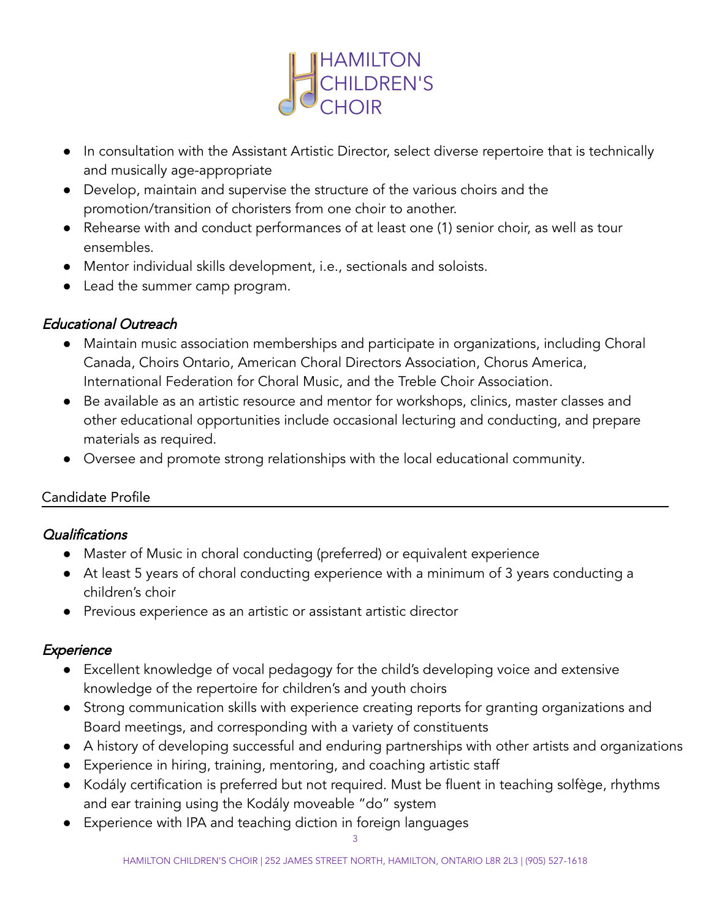- In consultation with the Assistant Artistic Director, select diverse repertoire that is technically and musically age-appropriate
- Develop, maintain and supervise the structure of the various choirs and the promotion/transition of choristers from one choir to another.
- Rehearse with and conduct performances of at least one (1) senior choir, as well as tour ensembles.
- Mentor individual skills development, i.e., sectionals and soloists.
- Lead the summer camp program.

### *Educational Outreach*

- Maintain music association memberships and participate in organizations, including Choral Canada, Choirs Ontario, American Choral Directors Association, Chorus America, International Federation for Choral Music, and the Treble Choir Association.
- Be available as an artistic resource and mentor for workshops, clinics, master classes and other educational opportunities include occasional lecturing and conducting, and prepare materials as required.
- Oversee and promote strong relationships with the local educational community.

## Candidate Profile

### *Qualifications*

- Master of Music in choral conducting (preferred) or equivalent experience
- At least 5 years of choral conducting experience with a minimum of 3 years conducting a children's choir
- Previous experience as an artistic or assistant artistic director

### *Experience*

- Excellent knowledge of vocal pedagogy for the child's developing voice and extensive knowledge of the repertoire for children's and youth choirs
- Strong communication skills with experience creating reports for granting organizations and Board meetings, and corresponding with a variety of constituents
- A history of developing successful and enduring partnerships with other artists and organizations
- Experience in hiring, training, mentoring, and coaching artistic staff
- Kodály certification is preferred but not required. Must be fluent in teaching solfège, rhythms and ear training using the Kodály moveable "do" system
- Experience with IPA and teaching diction in foreign languages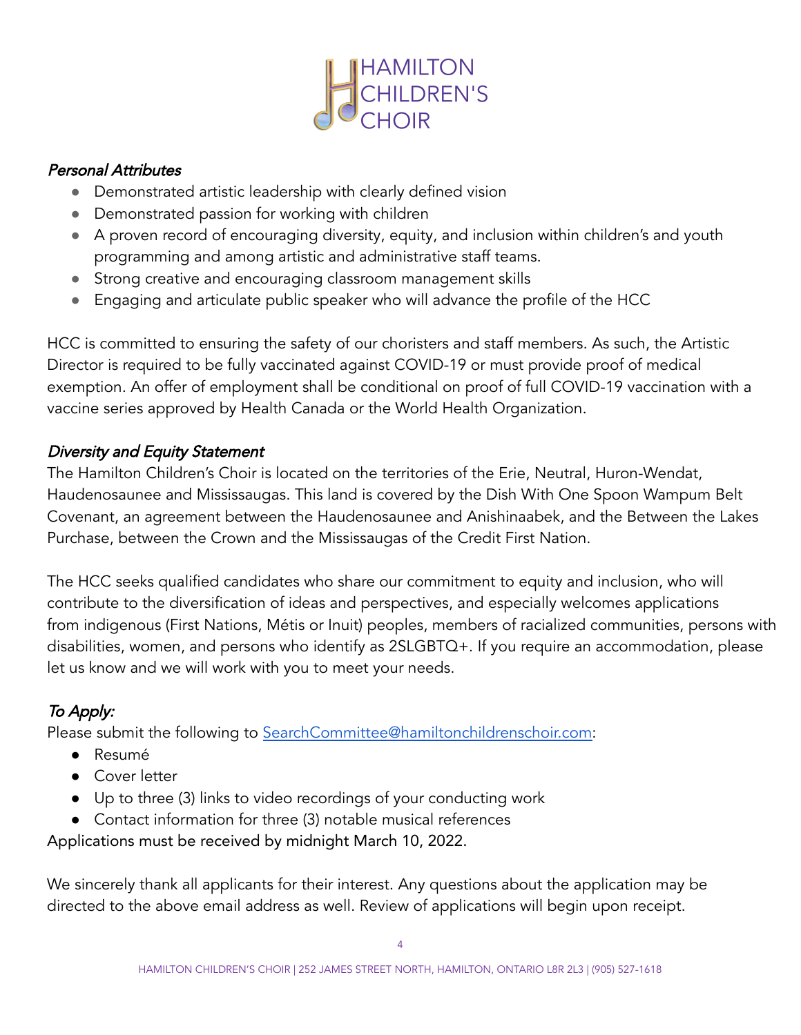*Personal Attributes*

- Demonstrated artistic leadership with clearly defined vision
- Demonstrated passion for working with children
- A proven record of encouraging diversity, equity, and inclusion within children's and youth programming and among artistic and administrative staff teams.
- Strong creative and encouraging classroom management skills
- Engaging and articulate public speaker who will advance the profile of the HCC

HCC is committed to ensuring the safety of our choristers and staff members. As such, the Artistic Director is required to be fully vaccinated against COVID-19 or must provide proof of medical exemption. An offer of employment shall be conditional on proof of full COVID-19 vaccination with a vaccine series approved by Health Canada or the World Health Organization.

*Diversity and Equity Statement*

The Hamilton Children's Choir is located on the territories of the Erie, Neutral, Huron-Wendat, Haudenosaunee and Mississaugas. This land is covered by the Dish With One Spoon Wampum Belt Covenant, an agreement between the Haudenosaunee and Anishinaabek, and the Between the Lakes Purchase, between the Crown and the Mississaugas of the Credit First Nation.

The HCC seeks qualified candidates who share our commitment to equity and inclusion, who will contribute to the diversification of ideas and perspectives, and especially welcomes applications from indigenous (First Nations, Métis or Inuit) peoples, members of racialized communities, persons with disabilities, women, and persons who identify as 2SLGBTQ+. If you require an accommodation, please let us know and we will work with you to meet your needs.

*To Apply:*

Please submit the following to SearchCommittee@hamiltonchildrenschoir.com:

- Resumé
- Cover letter
- Up to three (3) links to video recordings of your conducting work
- Contact information for three (3) notable musical references

Applications must be received by midnight March 10, 2022.

We sincerely thank all applicants for their interest. Any questions about the application may be directed to the above email address as well. Review of applications will begin upon receipt.